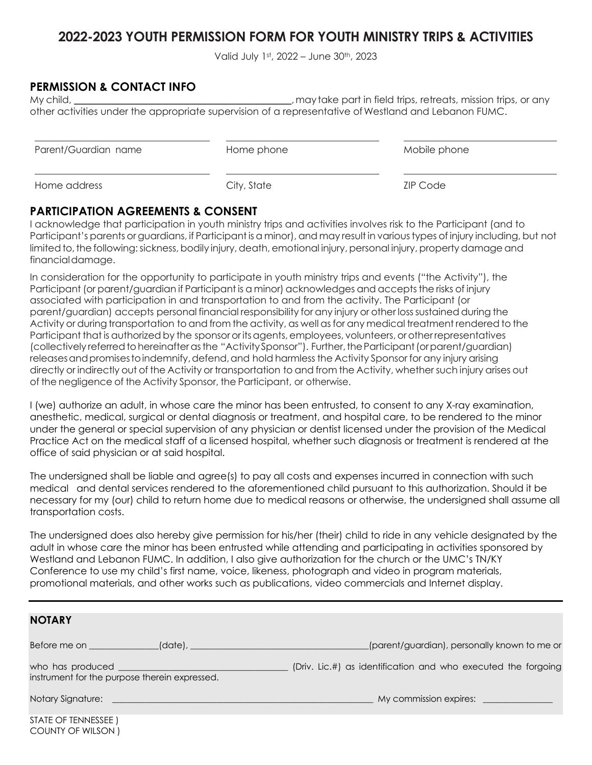# 2022-2023 YOUTH PERMISSION FORM FOR YOUTH MINISTRY TRIPS & ACTIVITIES

Valid July 1st, 2022 – June 30th, 2023

## PERMISSION & CONTACT INFO

My child, ___________________________________________, may take part in field trips, retreats, mission trips, or any other activities under the appropriate supervision of a representative of Westland and Lebanon FUMC.

| ______________________ | ______________________ | ______________________ |
|---|---|---|
| Parent/Guardian name | Home phone | Mobile phone |
| ______________________ | ______________________ | ______________________ |
| Home address | City, State | ZIP Code |

## PARTICIPATION AGREEMENTS & CONSENT

I acknowledge that participation in youth ministry trips and activities involves risk to the Participant (and to Participant's parents or guardians, if Participant is a minor), and may result in various types of injury including, but not limited to, the following: sickness, bodily injury, death, emotional injury, personal injury, property damage and financial damage.

In consideration for the opportunity to participate in youth ministry trips and events ("the Activity"), the Participant (or parent/guardian if Participant is a minor) acknowledges and accepts the risks of injury associated with participation in and transportation to and from the activity. The Participant (or parent/guardian) accepts personal financial responsibility for any injury or other loss sustained during the Activity or during transportation to and from the activity, as well as for any medical treatment rendered to the Participant that is authorized by the sponsor or its agents, employees, volunteers, or other representatives (collectively referred to hereinafter as the "Activity Sponsor"). Further, the Participant (or parent/guardian) releases and promises to indemnify, defend, and hold harmless the Activity Sponsor for any injury arising directly or indirectly out of the Activity or transportation to and from the Activity, whether such injury arises out of the negligence of the Activity Sponsor, the Participant, or otherwise.

I (we) authorize an adult, in whose care the minor has been entrusted, to consent to any X-ray examination, anesthetic, medical, surgical or dental diagnosis or treatment, and hospital care, to be rendered to the minor under the general or special supervision of any physician or dentist licensed under the provision of the Medical Practice Act on the medical staff of a licensed hospital, whether such diagnosis or treatment is rendered at the office of said physician or at said hospital.

The undersigned shall be liable and agree(s) to pay all costs and expenses incurred in connection with such medical and dental services rendered to the aforementioned child pursuant to this authorization. Should it be necessary for my (our) child to return home due to medical reasons or otherwise, the undersigned shall assume all transportation costs.

The undersigned does also hereby give permission for his/her (their) child to ride in any vehicle designated by the adult in whose care the minor has been entrusted while attending and participating in activities sponsored by Westland and Lebanon FUMC. In addition, I also give authorization for the church or the UMC's TN/KY Conference to use my child's first name, voice, likeness, photograph and video in program materials, promotional materials, and other works such as publications, video commercials and Internet display.

---

**NOTARY**

Before me on ______________(date), ______________________________________(parent/guardian), personally known to me or who has produced ___________________________________ (Driv. Lic.#) as identification and who executed the forgoing instrument for the purpose therein expressed.

Notary Signature: ___________________________________________________________ My commission expires: _______________

STATE OF TENNESSEE )
COUNTY OF WILSON )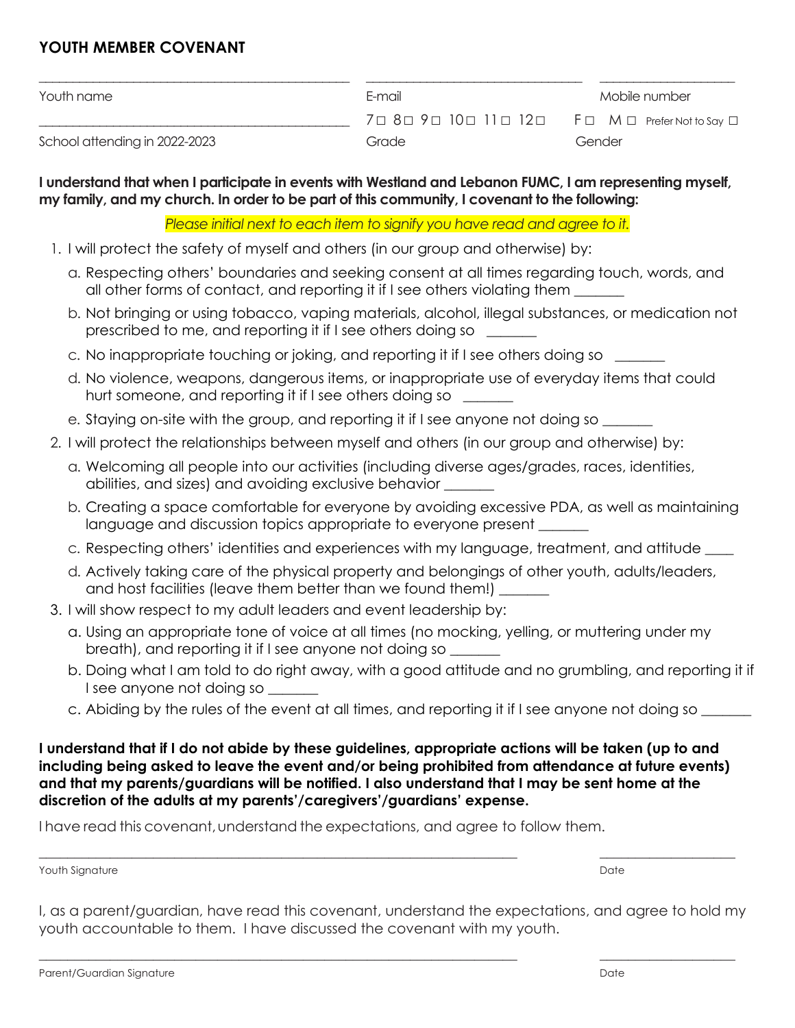# YOUTH MEMBER COVENANT

| | | |
|---|---|---|
| ______________________________ | ______________________ | ______________ |
| Youth name | E-mail | Mobile number |
| ______________________________ | 7☐ 8☐ 9☐ 10☐ 11☐ 12☐ | F☐ M☐ Prefer Not to Say ☐ |
| School attending in 2022-2023 | Grade | Gender |

**I understand that when I participate in events with Westland and Lebanon FUMC, I am representing myself, my family, and my church. In order to be part of this community, I covenant to the following:**

*Please initial next to each item to signify you have read and agree to it.*

1. I will protect the safety of myself and others (in our group and otherwise) by:
   a. Respecting others' boundaries and seeking consent at all times regarding touch, words, and all other forms of contact, and reporting it if I see others violating them _______
   b. Not bringing or using tobacco, vaping materials, alcohol, illegal substances, or medication not prescribed to me, and reporting it if I see others doing so _______
   c. No inappropriate touching or joking, and reporting it if I see others doing so _______
   d. No violence, weapons, dangerous items, or inappropriate use of everyday items that could hurt someone, and reporting it if I see others doing so _______
   e. Staying on-site with the group, and reporting it if I see anyone not doing so _______
2. I will protect the relationships between myself and others (in our group and otherwise) by:
   a. Welcoming all people into our activities (including diverse ages/grades, races, identities, abilities, and sizes) and avoiding exclusive behavior _______
   b. Creating a space comfortable for everyone by avoiding excessive PDA, as well as maintaining language and discussion topics appropriate to everyone present _______
   c. Respecting others' identities and experiences with my language, treatment, and attitude ____
   d. Actively taking care of the physical property and belongings of other youth, adults/leaders, and host facilities (leave them better than we found them!) _______
3. I will show respect to my adult leaders and event leadership by:
   a. Using an appropriate tone of voice at all times (no mocking, yelling, or muttering under my breath), and reporting it if I see anyone not doing so _______
   b. Doing what I am told to do right away, with a good attitude and no grumbling, and reporting it if I see anyone not doing so _______
   c. Abiding by the rules of the event at all times, and reporting it if I see anyone not doing so _______

**I understand that if I do not abide by these guidelines, appropriate actions will be taken (up to and including being asked to leave the event and/or being prohibited from attendance at future events) and that my parents/guardians will be notified. I also understand that I may be sent home at the discretion of the adults at my parents'/caregivers'/guardians' expense.**

I have read this covenant, understand the expectations, and agree to follow them.

______________________________________________ ______________

Youth Signature Date

I, as a parent/guardian, have read this covenant, understand the expectations, and agree to hold my youth accountable to them. I have discussed the covenant with my youth.

______________________________________________ ______________

Parent/Guardian Signature Date